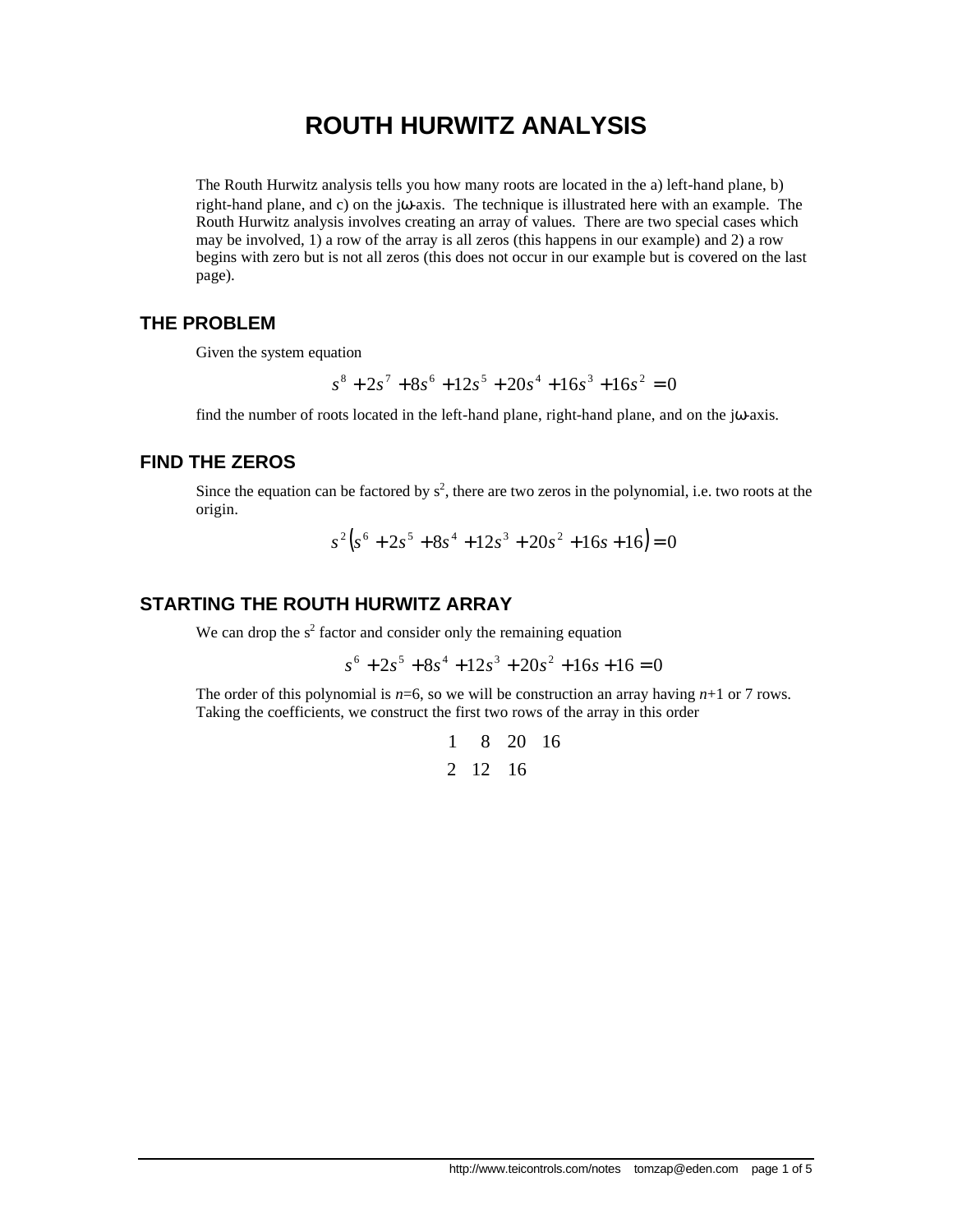# ROUTH HURWITZ ANALYSIS

The Routh Hurwitz analysis tells you how many roots are located in the a) left-hand plane, b) right-hand plane, and c) on the jω-axis. The technique is illustrated here with an example. The Routh Hurwitz analysis involves creating an array of values. There are two special cases which may be involved, 1) a row of the array is all zeros (this happens in our example) and 2) a row begins with zero but is not all zeros (this does not occur in our example but is covered on the last page).

## THE PROBLEM

Given the system equation

$$s^8 + 2s^7 + 8s^6 + 12s^5 + 20s^4 + 16s^3 + 16s^2 = 0$$

find the number of roots located in the left-hand plane, right-hand plane, and on the jω-axis.

## FIND THE ZEROS

Since the equation can be factored by $s^2$, there are two zeros in the polynomial, i.e. two roots at the origin.

$$s^2\left(s^6 + 2s^5 + 8s^4 + 12s^3 + 20s^2 + 16s + 16\right) = 0$$

## STARTING THE ROUTH HURWITZ ARRAY

We can drop the $s^2$ factor and consider only the remaining equation

$$s^6 + 2s^5 + 8s^4 + 12s^3 + 20s^2 + 16s + 16 = 0$$

The order of this polynomial is $n$=6, so we will be construction an array having $n$+1 or 7 rows. Taking the coefficients, we construct the first two rows of the array in this order

$$\begin{matrix} 1 & 8 & 20 & 16 \\ 2 & 12 & 16 & \end{matrix}$$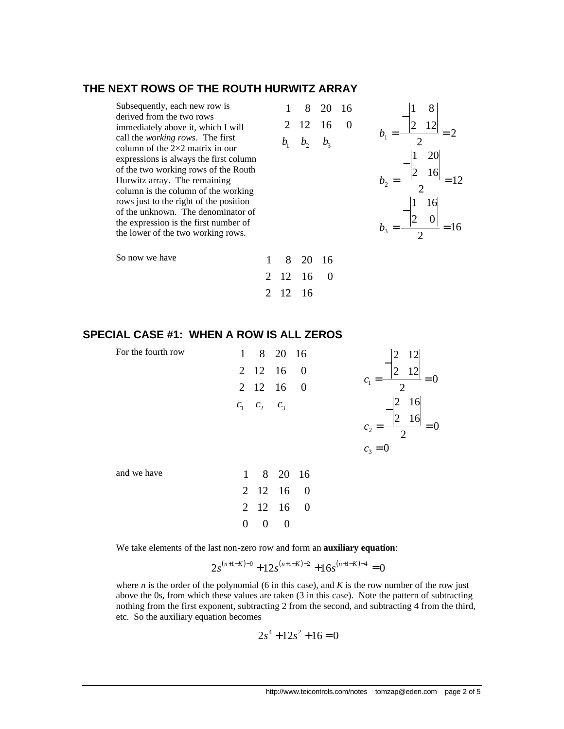## THE NEXT ROWS OF THE ROUTH HURWITZ ARRAY

Subsequently, each new row is derived from the two rows immediately above it, which I will call the *working rows*. The first column of the 2×2 matrix in our expressions is always the first column of the two working rows of the Routh Hurwitz array. The remaining column is the column of the working rows just to the right of the position of the unknown. The denominator of the expression is the first number of the lower of the two working rows.

$$\begin{array}{cccc} 1 & 8 & 20 & 16 \\ 2 & 12 & 16 & 0 \\ b_1 & b_2 & b_3 & \end{array}$$

$$b_1 = \frac{-\begin{vmatrix} 1 & 8 \\ 2 & 12 \end{vmatrix}}{2} = 2$$

$$b_2 = \frac{-\begin{vmatrix} 1 & 20 \\ 2 & 16 \end{vmatrix}}{2} = 12$$

$$b_3 = \frac{-\begin{vmatrix} 1 & 16 \\ 2 & 0 \end{vmatrix}}{2} = 16$$

So now we have

$$\begin{array}{cccc} 1 & 8 & 20 & 16 \\ 2 & 12 & 16 & 0 \\ 2 & 12 & 16 & \end{array}$$

## SPECIAL CASE #1: WHEN A ROW IS ALL ZEROS

For the fourth row

$$\begin{array}{cccc} 1 & 8 & 20 & 16 \\ 2 & 12 & 16 & 0 \\ 2 & 12 & 16 & 0 \\ c_1 & c_2 & c_3 & \end{array}$$

$$c_1 = \frac{-\begin{vmatrix} 2 & 12 \\ 2 & 12 \end{vmatrix}}{2} = 0$$

$$c_2 = \frac{-\begin{vmatrix} 2 & 16 \\ 2 & 16 \end{vmatrix}}{2} = 0$$

$$c_3 = 0$$

and we have

$$\begin{array}{cccc} 1 & 8 & 20 & 16 \\ 2 & 12 & 16 & 0 \\ 2 & 12 & 16 & 0 \\ 0 & 0 & 0 & \end{array}$$

We take elements of the last non-zero row and form an **auxiliary equation**:

$$2s^{(n+1-K)-0} + 12s^{(n+1-K)-2} + 16s^{(n+1-K)-4} = 0$$

where $n$ is the order of the polynomial (6 in this case), and $K$ is the row number of the row just above the 0s, from which these values are taken (3 in this case). Note the pattern of subtracting nothing from the first exponent, subtracting 2 from the second, and subtracting 4 from the third, etc. So the auxiliary equation becomes

$$2s^4 + 12s^2 + 16 = 0$$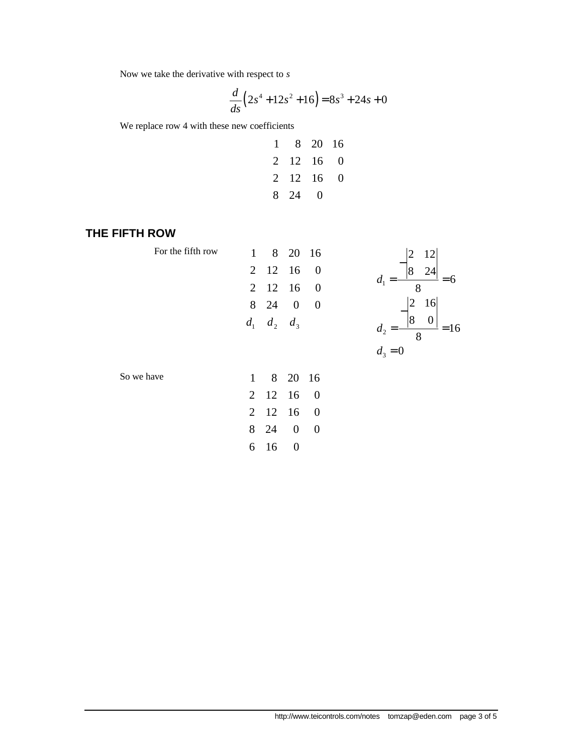Now we take the derivative with respect to $s$

$$\frac{d}{ds}\left(2s^4 + 12s^2 + 16\right) = 8s^3 + 24s + 0$$

We replace row 4 with these new coefficients

$$\begin{array}{cccc} 1 & 8 & 20 & 16 \\ 2 & 12 & 16 & 0 \\ 2 & 12 & 16 & 0 \\ 8 & 24 & 0 & \end{array}$$

## THE FIFTH ROW

For the fifth row

$$\begin{array}{cccc} 1 & 8 & 20 & 16 \\ 2 & 12 & 16 & 0 \\ 2 & 12 & 16 & 0 \\ 8 & 24 & 0 & 0 \\ d_1 & d_2 & d_3 & \end{array}$$

$$d_1 = \frac{-\begin{vmatrix} 2 & 12 \\ 8 & 24 \end{vmatrix}}{8} = 6$$

$$d_2 = \frac{-\begin{vmatrix} 2 & 16 \\ 8 & 0 \end{vmatrix}}{8} = 16$$

$$d_3 = 0$$

So we have

$$\begin{array}{cccc} 1 & 8 & 20 & 16 \\ 2 & 12 & 16 & 0 \\ 2 & 12 & 16 & 0 \\ 8 & 24 & 0 & 0 \\ 6 & 16 & 0 & \end{array}$$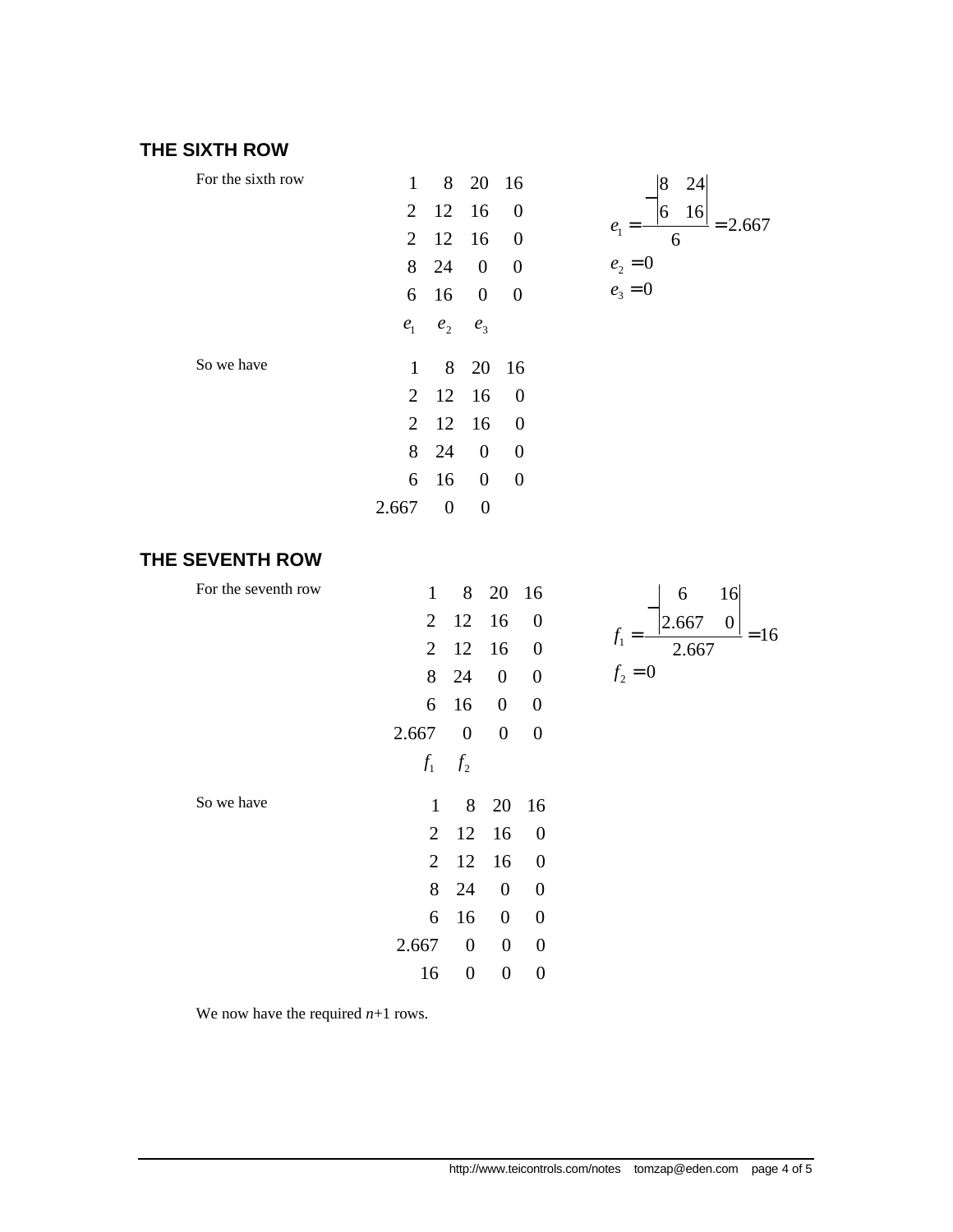## THE SIXTH ROW

For the sixth row

$$
\begin{array}{cccc}
1 & 8 & 20 & 16 \\
2 & 12 & 16 & 0 \\
2 & 12 & 16 & 0 \\
8 & 24 & 0 & 0 \\
6 & 16 & 0 & 0 \\
e_1 & e_2 & e_3 &
\end{array}
$$

$$
e_1 = \frac{-\begin{vmatrix} 8 & 24 \\ 6 & 16 \end{vmatrix}}{6} = 2.667
$$

$$
e_2 = 0
$$

$$
e_3 = 0
$$

So we have

$$
\begin{array}{cccc}
1 & 8 & 20 & 16 \\
2 & 12 & 16 & 0 \\
2 & 12 & 16 & 0 \\
8 & 24 & 0 & 0 \\
6 & 16 & 0 & 0 \\
2.667 & 0 & 0 &
\end{array}
$$

## THE SEVENTH ROW

For the seventh row

$$
\begin{array}{cccc}
1 & 8 & 20 & 16 \\
2 & 12 & 16 & 0 \\
2 & 12 & 16 & 0 \\
8 & 24 & 0 & 0 \\
6 & 16 & 0 & 0 \\
2.667 & 0 & 0 & 0 \\
f_1 & f_2 & &
\end{array}
$$

$$
f_1 = \frac{-\begin{vmatrix} 6 & 16 \\ 2.667 & 0 \end{vmatrix}}{2.667} = 16
$$

$$
f_2 = 0
$$

So we have

$$
\begin{array}{cccc}
1 & 8 & 20 & 16 \\
2 & 12 & 16 & 0 \\
2 & 12 & 16 & 0 \\
8 & 24 & 0 & 0 \\
6 & 16 & 0 & 0 \\
2.667 & 0 & 0 & 0 \\
16 & 0 & 0 & 0
\end{array}
$$

We now have the required $n$+1 rows.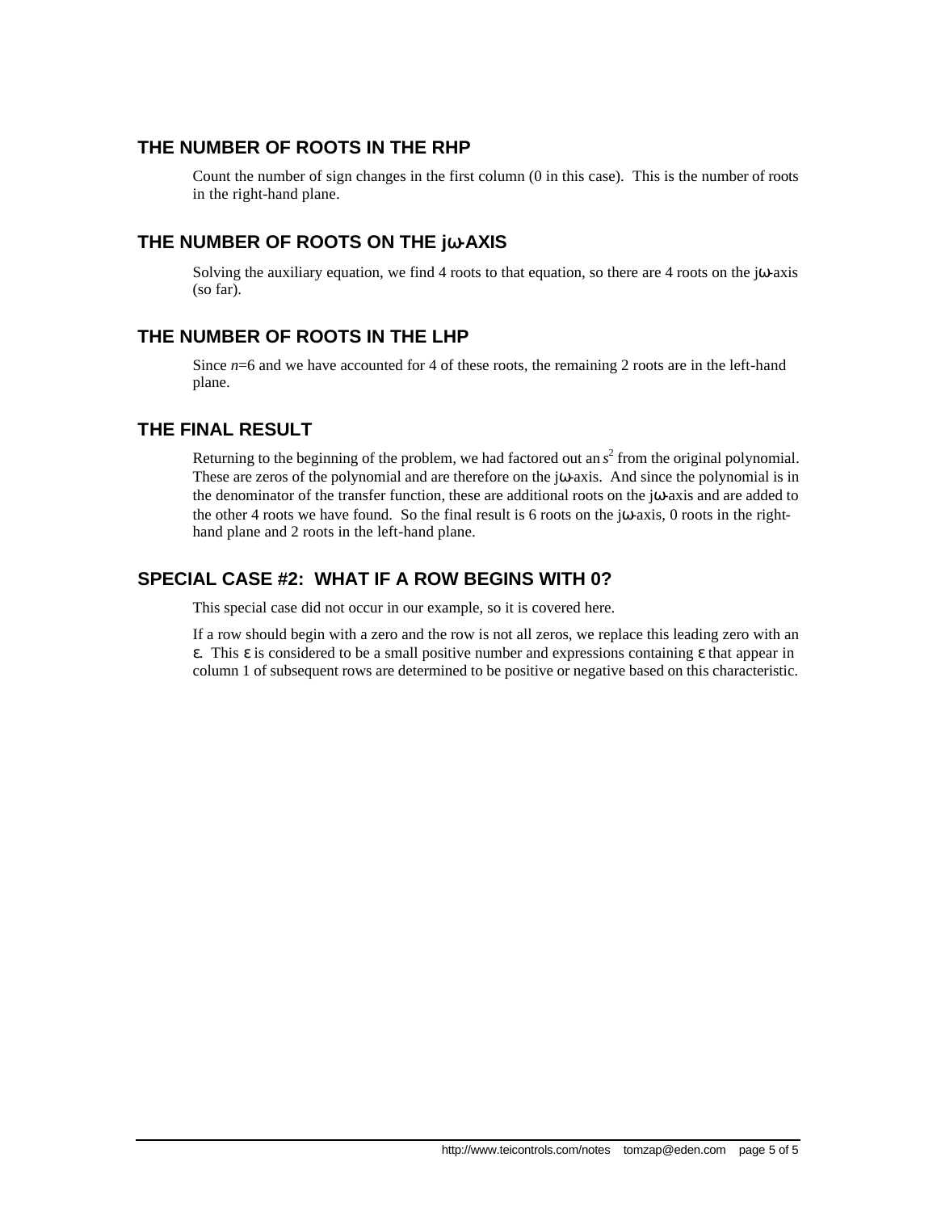## THE NUMBER OF ROOTS IN THE RHP

Count the number of sign changes in the first column (0 in this case). This is the number of roots in the right-hand plane.

## THE NUMBER OF ROOTS ON THE jω-AXIS

Solving the auxiliary equation, we find 4 roots to that equation, so there are 4 roots on the jω-axis (so far).

## THE NUMBER OF ROOTS IN THE LHP

Since $n$=6 and we have accounted for 4 of these roots, the remaining 2 roots are in the left-hand plane.

## THE FINAL RESULT

Returning to the beginning of the problem, we had factored out an $s^2$ from the original polynomial. These are zeros of the polynomial and are therefore on the jω-axis. And since the polynomial is in the denominator of the transfer function, these are additional roots on the jω-axis and are added to the other 4 roots we have found. So the final result is 6 roots on the jω-axis, 0 roots in the right-hand plane and 2 roots in the left-hand plane.

## SPECIAL CASE #2: WHAT IF A ROW BEGINS WITH 0?

This special case did not occur in our example, so it is covered here.

If a row should begin with a zero and the row is not all zeros, we replace this leading zero with an ε. This ε is considered to be a small positive number and expressions containing ε that appear in column 1 of subsequent rows are determined to be positive or negative based on this characteristic.